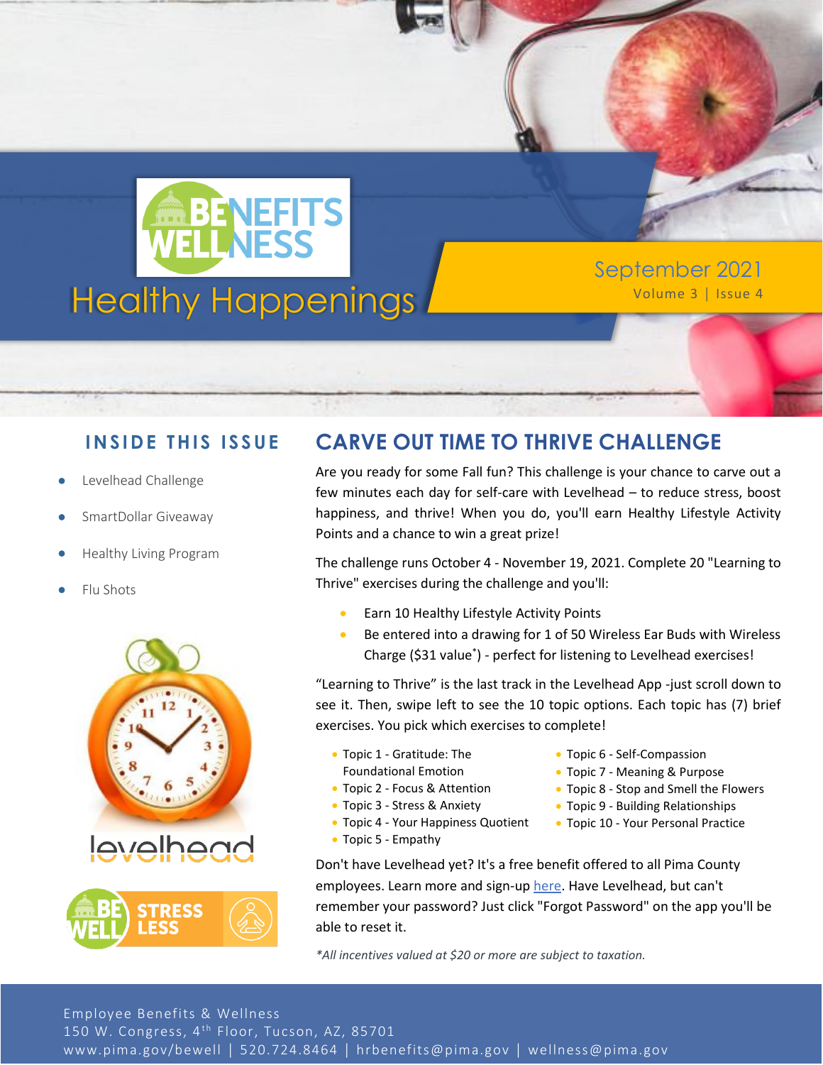# Healthy Happenings

BENEFITS WELLNESS

September 2021
Volume 3 | Issue 4

## INSIDE THIS ISSUE

- Levelhead Challenge
- SmartDollar Giveaway
- Healthy Living Program
- Flu Shots

levelhead

BE WELL STRESS LESS

## CARVE OUT TIME TO THRIVE CHALLENGE

Are you ready for some Fall fun? This challenge is your chance to carve out a few minutes each day for self-care with Levelhead – to reduce stress, boost happiness, and thrive! When you do, you'll earn Healthy Lifestyle Activity Points and a chance to win a great prize!

The challenge runs October 4 - November 19, 2021. Complete 20 "Learning to Thrive" exercises during the challenge and you'll:

- Earn 10 Healthy Lifestyle Activity Points
- Be entered into a drawing for 1 of 50 Wireless Ear Buds with Wireless Charge ($31 value*) - perfect for listening to Levelhead exercises!

"Learning to Thrive" is the last track in the Levelhead App -just scroll down to see it. Then, swipe left to see the 10 topic options. Each topic has (7) brief exercises. You pick which exercises to complete!

- Topic 1 - Gratitude: The Foundational Emotion
- Topic 2 - Focus & Attention
- Topic 3 - Stress & Anxiety
- Topic 4 - Your Happiness Quotient
- Topic 5 - Empathy
- Topic 6 - Self-Compassion
- Topic 7 - Meaning & Purpose
- Topic 8 - Stop and Smell the Flowers
- Topic 9 - Building Relationships
- Topic 10 - Your Personal Practice

Don't have Levelhead yet? It's a free benefit offered to all Pima County employees. Learn more and sign-up here. Have Levelhead, but can't remember your password? Just click "Forgot Password" on the app you'll be able to reset it.

*\*All incentives valued at $20 or more are subject to taxation.*

Employee Benefits & Wellness
150 W. Congress, 4th Floor, Tucson, AZ, 85701
www.pima.gov/bewell | 520.724.8464 | hrbenefits@pima.gov | wellness@pima.gov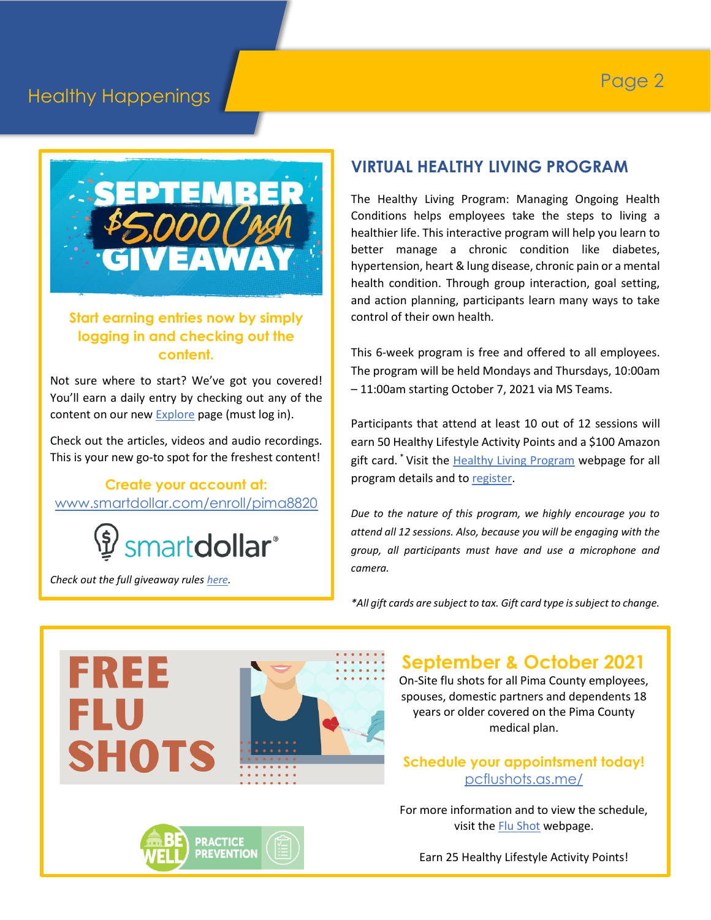## SEPTEMBER $5,000 Cash GIVEAWAY

**Start earning entries now by simply logging in and checking out the content.**

Not sure where to start? We've got you covered! You'll earn a daily entry by checking out any of the content on our new Explore page (must log in).

Check out the articles, videos and audio recordings. This is your new go-to spot for the freshest content!

**Create your account at:**
www.smartdollar.com/enroll/pima8820

smartdollar®

*Check out the full giveaway rules here.*

## VIRTUAL HEALTHY LIVING PROGRAM

The Healthy Living Program: Managing Ongoing Health Conditions helps employees take the steps to living a healthier life. This interactive program will help you learn to better manage a chronic condition like diabetes, hypertension, heart & lung disease, chronic pain or a mental health condition. Through group interaction, goal setting, and action planning, participants learn many ways to take control of their own health.

This 6-week program is free and offered to all employees. The program will be held Mondays and Thursdays, 10:00am – 11:00am starting October 7, 2021 via MS Teams.

Participants that attend at least 10 out of 12 sessions will earn 50 Healthy Lifestyle Activity Points and a $100 Amazon gift card. * Visit the Healthy Living Program webpage for all program details and to register.

*Due to the nature of this program, we highly encourage you to attend all 12 sessions. Also, because you will be engaging with the group, all participants must have and use a microphone and camera.*

*\*All gift cards are subject to tax. Gift card type is subject to change.*

## FREE FLU SHOTS

### September & October 2021

On-Site flu shots for all Pima County employees, spouses, domestic partners and dependents 18 years or older covered on the Pima County medical plan.

**Schedule your appointment today!**
pcflushots.as.me/

For more information and to view the schedule, visit the Flu Shot webpage.

Earn 25 Healthy Lifestyle Activity Points!

BE WELL PRACTICE PREVENTION